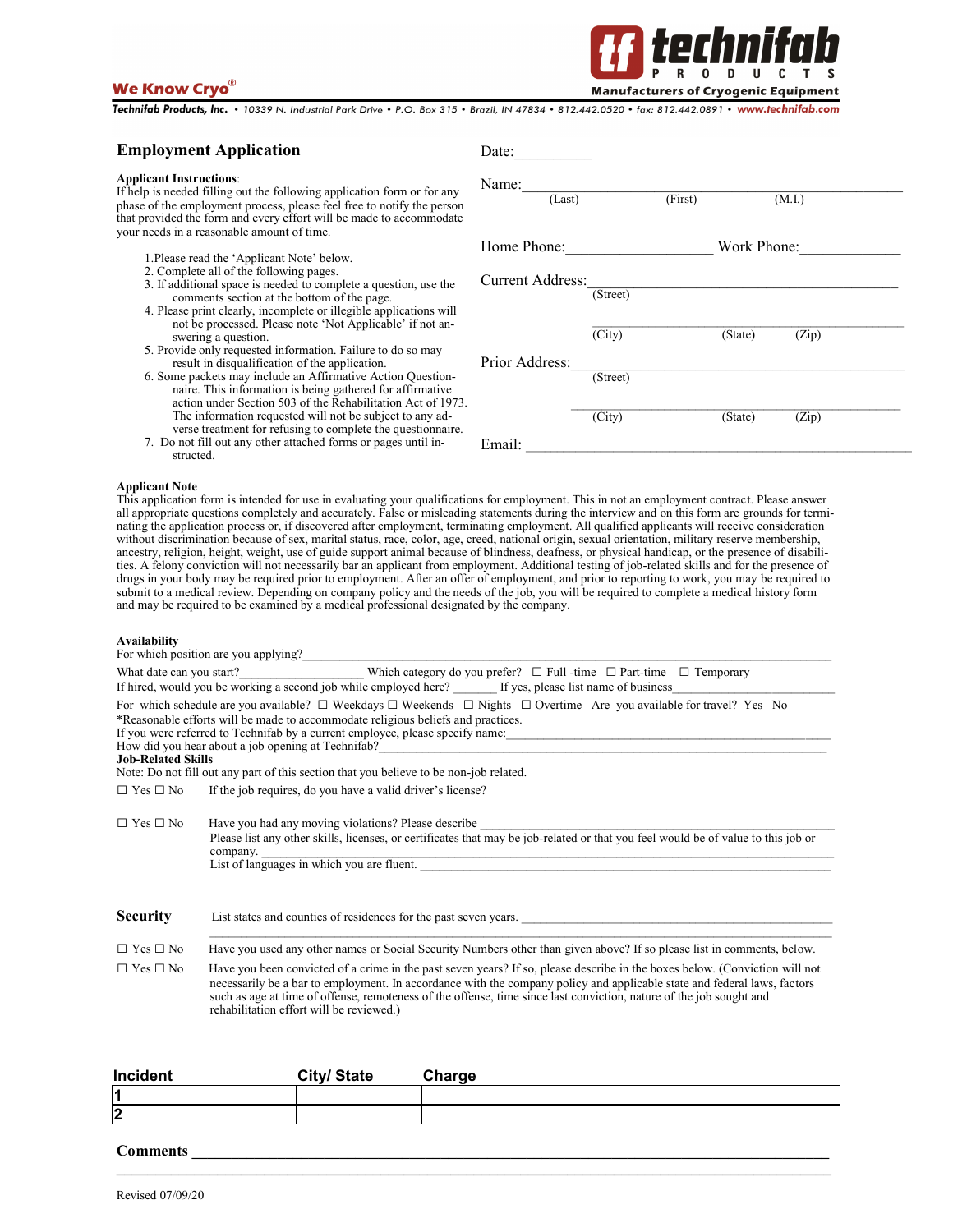We Know Cryo®

**technifab** PRODUCTS
Manufacturers of Cryogenic Equipment

*Technifab Products, Inc.* • 10339 N. Industrial Park Drive • P.O. Box 315 • Brazil, IN 47834 • 812.442.0520 • fax: 812.442.0891 • www.technifab.com

## Employment Application

**Applicant Instructions**:
If help is needed filling out the following application form or for any phase of the employment process, please feel free to notify the person that provided the form and every effort will be made to accommodate your needs in a reasonable amount of time.

1. Please read the 'Applicant Note' below.
2. Complete all of the following pages.
3. If additional space is needed to complete a question, use the comments section at the bottom of the page.
4. Please print clearly, incomplete or illegible applications will not be processed. Please note 'Not Applicable' if not answering a question.
5. Provide only requested information. Failure to do so may result in disqualification of the application.
6. Some packets may include an Affirmative Action Questionnaire. This information is being gathered for affirmative action under Section 503 of the Rehabilitation Act of 1973. The information requested will not be subject to any adverse treatment for refusing to complete the questionnaire.
7. Do not fill out any other attached forms or pages until instructed.

Date:___________

Name:_______________________________________________
(Last) (First) (M.I.)

Home Phone:____________________ Work Phone:______________

Current Address:_____________________________________________
(Street)
_____________________________________________
(City) (State) (Zip)

Prior Address:_______________________________________________
(Street)
_____________________________________________
(City) (State) (Zip)

Email: _______________________________________________

**Applicant Note**
This application form is intended for use in evaluating your qualifications for employment. This in not an employment contract. Please answer all appropriate questions completely and accurately. False or misleading statements during the interview and on this form are grounds for terminating the application process or, if discovered after employment, terminating employment. All qualified applicants will receive consideration without discrimination because of sex, marital status, race, color, age, creed, national origin, sexual orientation, military reserve membership, ancestry, religion, height, weight, use of guide support animal because of blindness, deafness, or physical handicap, or the presence of disabilities. A felony conviction will not necessarily bar an applicant from employment. Additional testing of job-related skills and for the presence of drugs in your body may be required prior to employment. After an offer of employment, and prior to reporting to work, you may be required to submit to a medical review. Depending on company policy and the needs of the job, you will be required to complete a medical history form and may be required to be examined by a medical professional designated by the company.

**Availability**
For which position are you applying?_______________________________________________

What date can you start?____________________ Which category do you prefer? ☐ Full -time ☐ Part-time ☐ Temporary

If hired, would you be working a second job while employed here? _______ If yes, please list name of business____________________

For which schedule are you available? ☐ Weekdays ☐ Weekends ☐ Nights ☐ Overtime Are you available for travel? Yes No

*Reasonable efforts will be made to accommodate religious beliefs and practices.

If you were referred to Technifab by a current employee, please specify name:_______________________________

How did you hear about a job opening at Technifab?_______________________________

**Job-Related Skills**
Note: Do not fill out any part of this section that you believe to be non-job related.

☐ Yes ☐ No If the job requires, do you have a valid driver's license?

☐ Yes ☐ No Have you had any moving violations? Please describe ______________________________

Please list any other skills, licenses, or certificates that may be job-related or that you feel would be of value to this job or company. ______________________________

List of languages in which you are fluent. ______________________________

**Security**

List states and counties of residences for the past seven years. ______________________________
______________________________

☐ Yes ☐ No Have you used any other names or Social Security Numbers other than given above? If so please list in comments, below.

☐ Yes ☐ No Have you been convicted of a crime in the past seven years? If so, please describe in the boxes below. (Conviction will not necessarily be a bar to employment. In accordance with the company policy and applicable state and federal laws, factors such as age at time of offense, remoteness of the offense, time since last conviction, nature of the job sought and rehabilitation effort will be reviewed.)

| Incident | City/ State | Charge |
|---|---|---|
| 1 | | |
| 2 | | |

**Comments** ______________________________________________________________
______________________________________________________________

Revised 07/09/20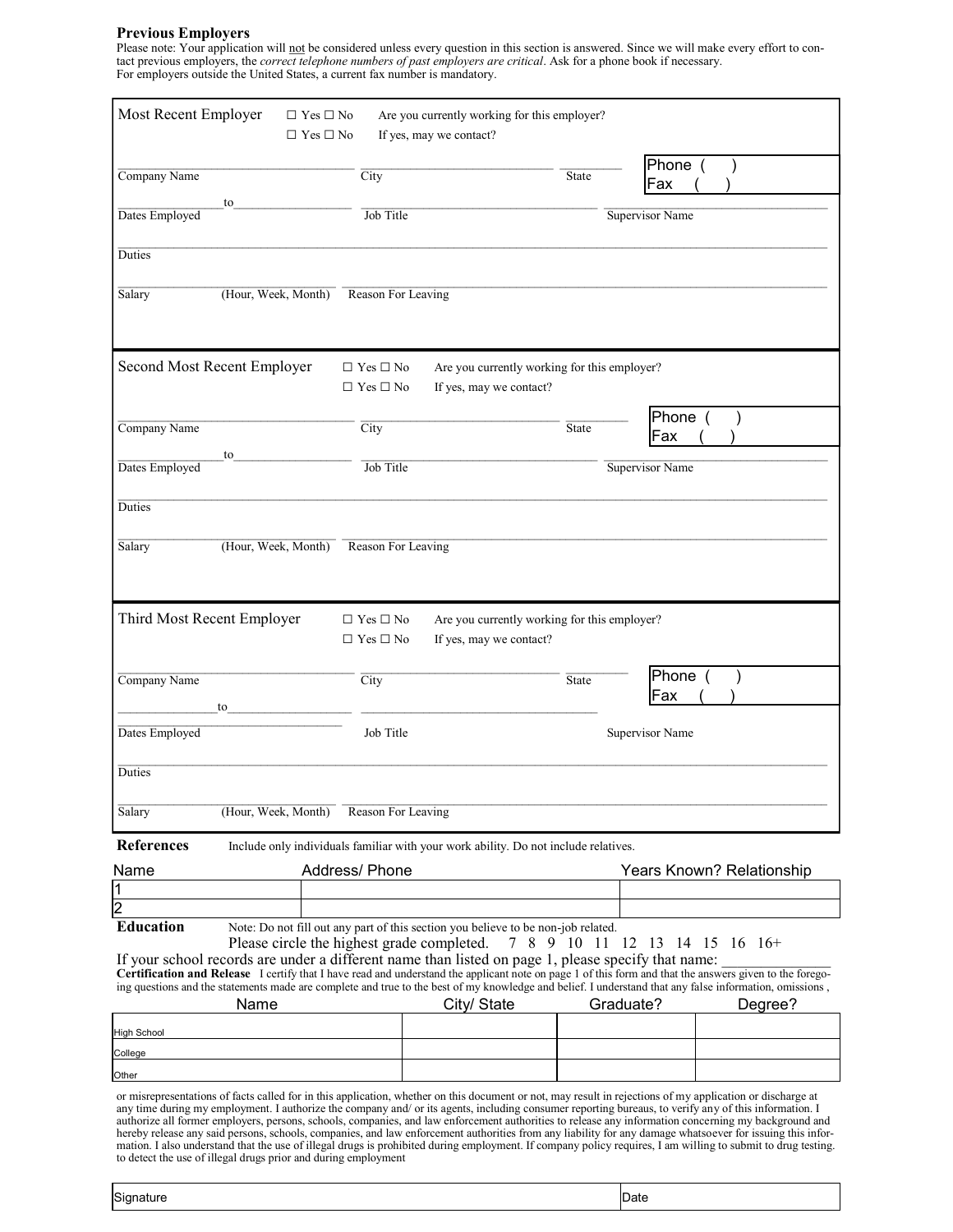## Previous Employers

Please note: Your application will not be considered unless every question in this section is answered. Since we will make every effort to contact previous employers, the *correct telephone numbers of past employers are critical*. Ask for a phone book if necessary.
For employers outside the United States, a current fax number is mandatory.

**Most Recent Employer** ☐ Yes ☐ No Are you currently working for this employer?
☐ Yes ☐ No If yes, may we contact?

Company Name ____ City ____ State ____ Phone ( ) Fax ( )

Dates Employed ____ to ____ Job Title ____ Supervisor Name ____

Duties ____

Salary ____ (Hour, Week, Month) Reason For Leaving ____

**Second Most Recent Employer** ☐ Yes ☐ No Are you currently working for this employer?
☐ Yes ☐ No If yes, may we contact?

Company Name ____ City ____ State ____ Phone ( ) Fax ( )

Dates Employed ____ to ____ Job Title ____ Supervisor Name ____

Duties ____

Salary ____ (Hour, Week, Month) Reason For Leaving ____

**Third Most Recent Employer** ☐ Yes ☐ No Are you currently working for this employer?
☐ Yes ☐ No If yes, may we contact?

Company Name ____ City ____ State ____ Phone ( ) Fax ( )

Dates Employed ____ to ____ Job Title ____ Supervisor Name ____

Duties ____

Salary ____ (Hour, Week, Month) Reason For Leaving ____

## References

Include only individuals familiar with your work ability. Do not include relatives.

| Name | Address/ Phone | Years Known? Relationship |
|---|---|---|
| 1 | | |
| 2 | | |

## Education

Note: Do not fill out any part of this section you believe to be non-job related.
Please circle the highest grade completed. 7 8 9 10 11 12 13 14 15 16 16+

If your school records are under a different name than listed on page 1, please specify that name: ____

| Name | City/ State | Graduate? | Degree? |
|---|---|---|---|
| High School | | | |
| College | | | |
| Other | | | |

**Certification and Release** I certify that I have read and understand the applicant note on page 1 of this form and that the answers given to the foregoing questions and the statements made are complete and true to the best of my knowledge and belief. I understand that any false information, omissions, or misrepresentations of facts called for in this application, whether on this document or not, may result in rejections of my application or discharge at any time during my employment. I authorize the company and/ or its agents, including consumer reporting bureaus, to verify any of this information. I authorize all former employers, persons, schools, companies, and law enforcement authorities to release any information concerning my background and hereby release any said persons, schools, companies, and law enforcement authorities from any liability for any damage whatsoever for issuing this information. I also understand that the use of illegal drugs is prohibited during employment. If company policy requires, I am willing to submit to drug testing to detect the use of illegal drugs prior and during employment

| Signature | Date |
|---|---|